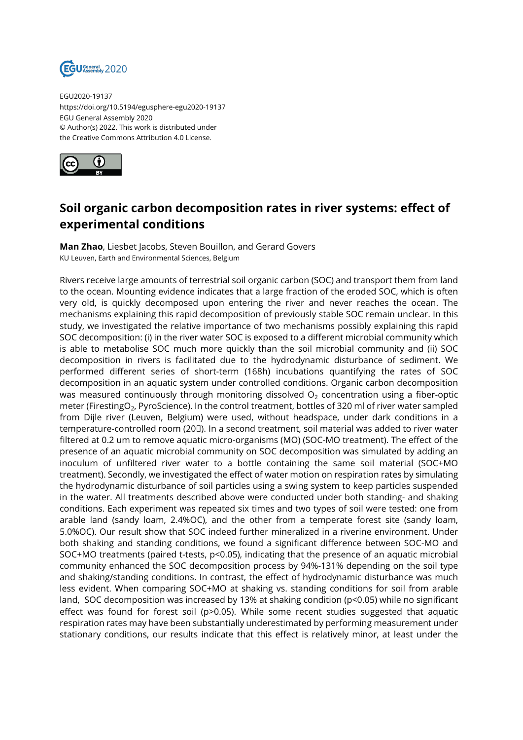EGU2020-19137
https://doi.org/10.5194/egusphere-egu2020-19137
EGU General Assembly 2020
© Author(s) 2022. This work is distributed under
the Creative Commons Attribution 4.0 License.

# Soil organic carbon decomposition rates in river systems: effect of experimental conditions

**Man Zhao**, Liesbet Jacobs, Steven Bouillon, and Gerard Govers
KU Leuven, Earth and Environmental Sciences, Belgium

Rivers receive large amounts of terrestrial soil organic carbon (SOC) and transport them from land to the ocean. Mounting evidence indicates that a large fraction of the eroded SOC, which is often very old, is quickly decomposed upon entering the river and never reaches the ocean. The mechanisms explaining this rapid decomposition of previously stable SOC remain unclear. In this study, we investigated the relative importance of two mechanisms possibly explaining this rapid SOC decomposition: (i) in the river water SOC is exposed to a different microbial community which is able to metabolise SOC much more quickly than the soil microbial community and (ii) SOC decomposition in rivers is facilitated due to the hydrodynamic disturbance of sediment. We performed different series of short-term (168h) incubations quantifying the rates of SOC decomposition in an aquatic system under controlled conditions. Organic carbon decomposition was measured continuously through monitoring dissolved $O_2$ concentration using a fiber-optic meter (Firesting$O_2$, PyroScience). In the control treatment, bottles of 320 ml of river water sampled from Dijle river (Leuven, Belgium) were used, without headspace, under dark conditions in a temperature-controlled room (20). In a second treatment, soil material was added to river water filtered at 0.2 um to remove aquatic micro-organisms (MO) (SOC-MO treatment). The effect of the presence of an aquatic microbial community on SOC decomposition was simulated by adding an inoculum of unfiltered river water to a bottle containing the same soil material (SOC+MO treatment). Secondly, we investigated the effect of water motion on respiration rates by simulating the hydrodynamic disturbance of soil particles using a swing system to keep particles suspended in the water. All treatments described above were conducted under both standing- and shaking conditions. Each experiment was repeated six times and two types of soil were tested: one from arable land (sandy loam, 2.4%OC), and the other from a temperate forest site (sandy loam, 5.0%OC). Our result show that SOC indeed further mineralized in a riverine environment. Under both shaking and standing conditions, we found a significant difference between SOC-MO and SOC+MO treatments (paired t-tests, $p<0.05$), indicating that the presence of an aquatic microbial community enhanced the SOC decomposition process by 94%-131% depending on the soil type and shaking/standing conditions. In contrast, the effect of hydrodynamic disturbance was much less evident. When comparing SOC+MO at shaking vs. standing conditions for soil from arable land, SOC decomposition was increased by 13% at shaking condition ($p<0.05$) while no significant effect was found for forest soil ($p>0.05$). While some recent studies suggested that aquatic respiration rates may have been substantially underestimated by performing measurement under stationary conditions, our results indicate that this effect is relatively minor, at least under the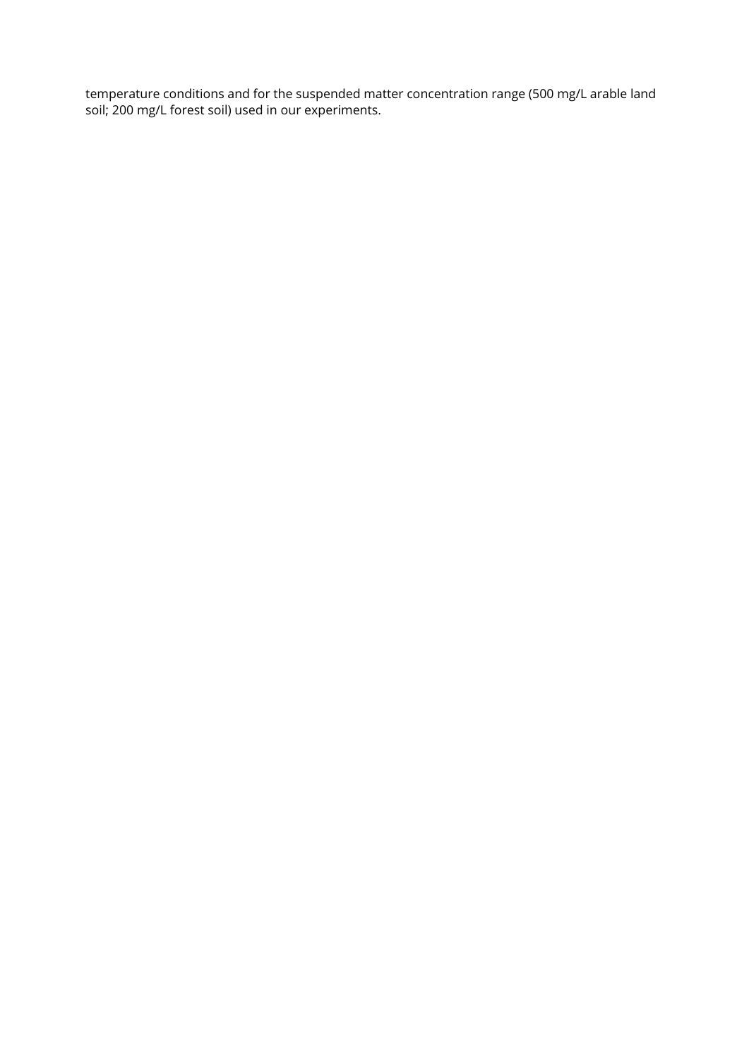temperature conditions and for the suspended matter concentration range (500 mg/L arable land soil; 200 mg/L forest soil) used in our experiments.